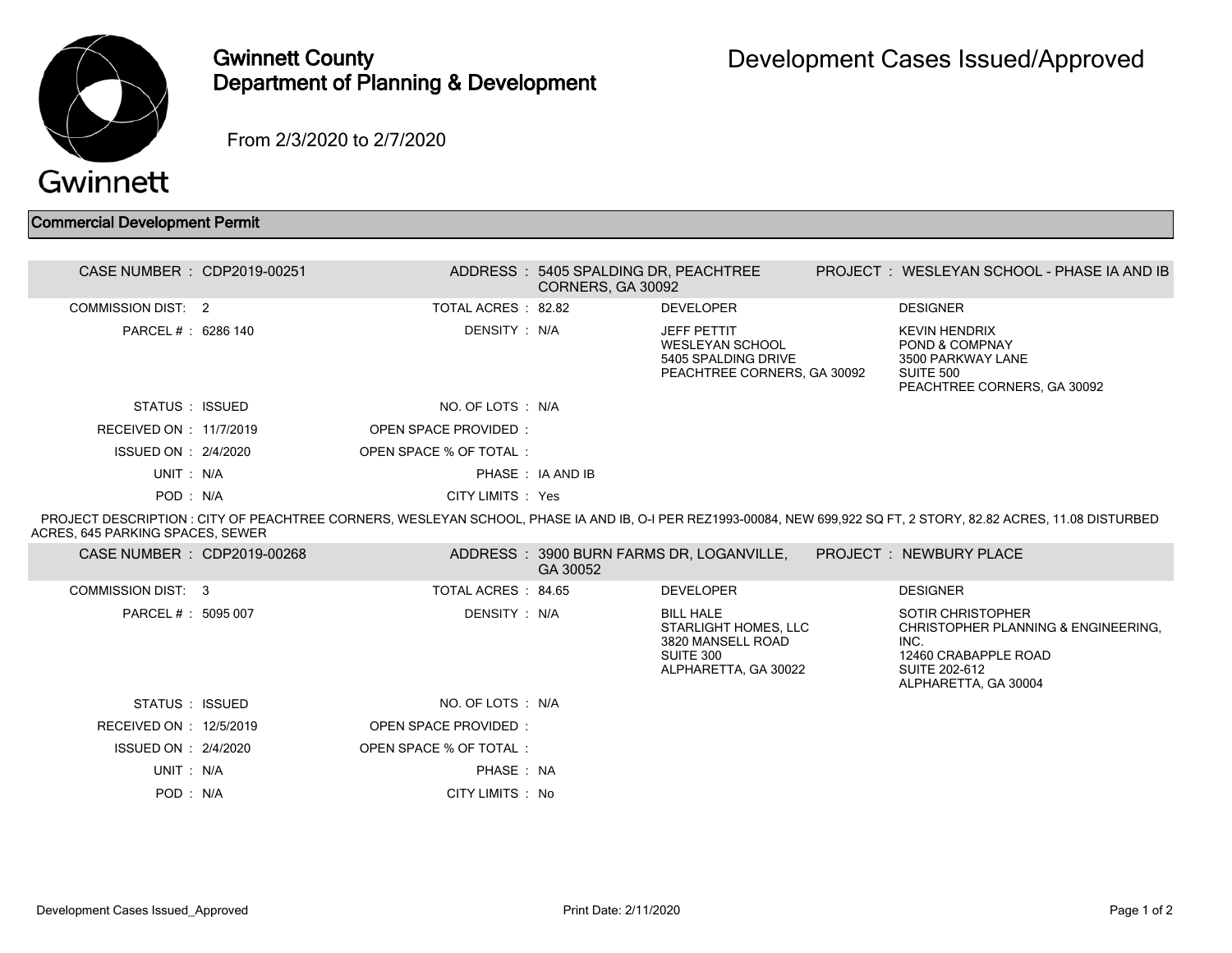# Gwinnett County Department of Planning & Development

# Development Cases Issued/Approved

From 2/3/2020 to 2/7/2020

## Commercial Development Permit

| | | | | | |
|---|---|---|---|---|---|
| CASE NUMBER : | CDP2019-00251 | ADDRESS : | 5405 SPALDING DR, PEACHTREE CORNERS, GA 30092 | PROJECT : | WESLEYAN SCHOOL - PHASE IA AND IB |
| COMMISSION DIST: | 2 | TOTAL ACRES : | 82.82 | DEVELOPER | DESIGNER |
| PARCEL # : | 6286 140 | DENSITY : | N/A | JEFF PETTIT<br>WESLEYAN SCHOOL<br>5405 SPALDING DRIVE<br>PEACHTREE CORNERS, GA 30092 | KEVIN HENDRIX<br>POND & COMPNAY<br>3500 PARKWAY LANE<br>SUITE 500<br>PEACHTREE CORNERS, GA 30092 |
| STATUS : | ISSUED | NO. OF LOTS : | N/A | | |
| RECEIVED ON : | 11/7/2019 | OPEN SPACE PROVIDED : | | | |
| ISSUED ON : | 2/4/2020 | OPEN SPACE % OF TOTAL : | | | |
| UNIT : | N/A | PHASE : | IA AND IB | | |
| POD : | N/A | CITY LIMITS : | Yes | | |

PROJECT DESCRIPTION : CITY OF PEACHTREE CORNERS, WESLEYAN SCHOOL, PHASE IA AND IB, O-I PER REZ1993-00084, NEW 699,922 SQ FT, 2 STORY, 82.82 ACRES, 11.08 DISTURBED ACRES, 645 PARKING SPACES, SEWER

| | | | | | |
|---|---|---|---|---|---|
| CASE NUMBER : | CDP2019-00268 | ADDRESS : | 3900 BURN FARMS DR, LOGANVILLE, GA 30052 | PROJECT : | NEWBURY PLACE |
| COMMISSION DIST: | 3 | TOTAL ACRES : | 84.65 | DEVELOPER | DESIGNER |
| PARCEL # : | 5095 007 | DENSITY : | N/A | BILL HALE<br>STARLIGHT HOMES, LLC<br>3820 MANSELL ROAD<br>SUITE 300<br>ALPHARETTA, GA 30022 | SOTIR CHRISTOPHER<br>CHRISTOPHER PLANNING & ENGINEERING, INC.<br>12460 CRABAPPLE ROAD<br>SUITE 202-612<br>ALPHARETTA, GA 30004 |
| STATUS : | ISSUED | NO. OF LOTS : | N/A | | |
| RECEIVED ON : | 12/5/2019 | OPEN SPACE PROVIDED : | | | |
| ISSUED ON : | 2/4/2020 | OPEN SPACE % OF TOTAL : | | | |
| UNIT : | N/A | PHASE : | NA | | |
| POD : | N/A | CITY LIMITS : | No | | |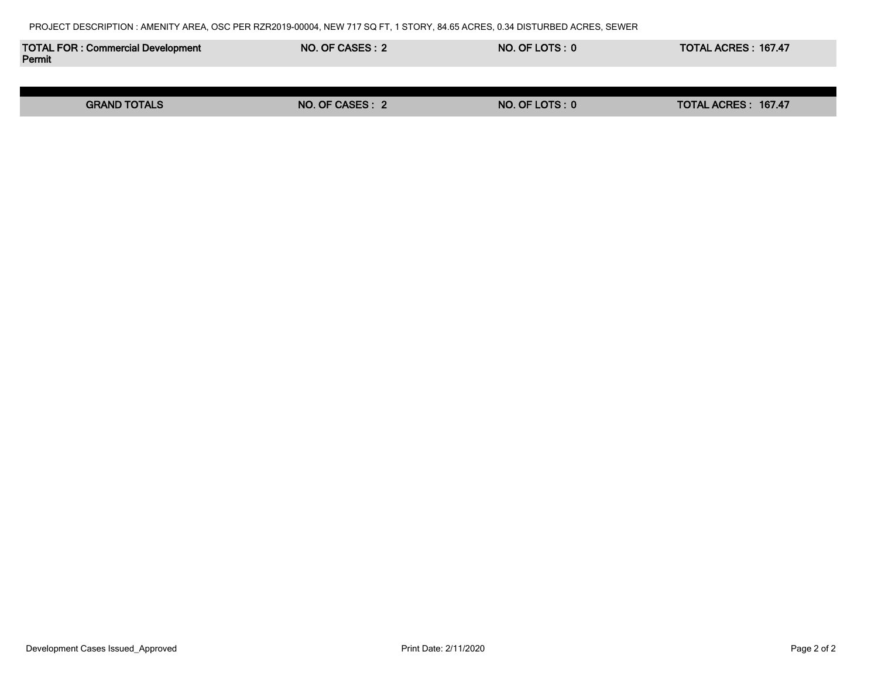PROJECT DESCRIPTION : AMENITY AREA, OSC PER RZR2019-00004, NEW 717 SQ FT, 1 STORY, 84.65 ACRES, 0.34 DISTURBED ACRES, SEWER

| | | | |
|---|---|---|---|
| **TOTAL FOR : Commercial Development Permit** | **NO. OF CASES : 2** | **NO. OF LOTS : 0** | **TOTAL ACRES : 167.47** |
| **GRAND TOTALS** | **NO. OF CASES : 2** | **NO. OF LOTS : 0** | **TOTAL ACRES : 167.47** |

Development Cases Issued_Approved

Print Date: 2/11/2020